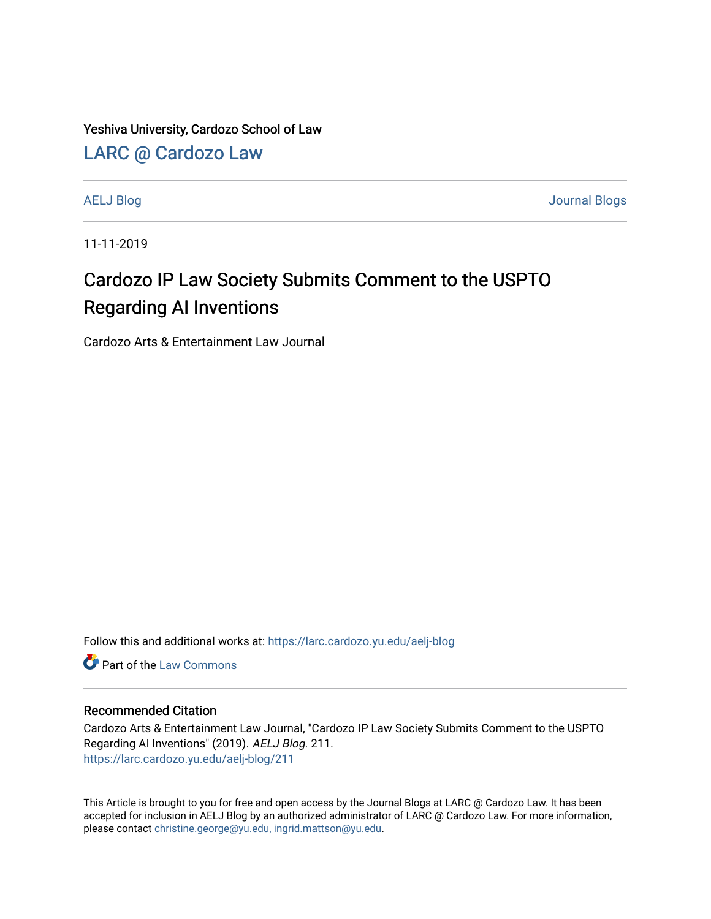Yeshiva University, Cardozo School of Law

## LARC @ Cardozo Law

AELJ Blog | Journal Blogs

11-11-2019

# Cardozo IP Law Society Submits Comment to the USPTO Regarding AI Inventions

Cardozo Arts & Entertainment Law Journal

Follow this and additional works at: https://larc.cardozo.yu.edu/aelj-blog

Part of the Law Commons

### Recommended Citation

Cardozo Arts & Entertainment Law Journal, "Cardozo IP Law Society Submits Comment to the USPTO Regarding AI Inventions" (2019). *AELJ Blog*. 211.
https://larc.cardozo.yu.edu/aelj-blog/211

This Article is brought to you for free and open access by the Journal Blogs at LARC @ Cardozo Law. It has been accepted for inclusion in AELJ Blog by an authorized administrator of LARC @ Cardozo Law. For more information, please contact christine.george@yu.edu, ingrid.mattson@yu.edu.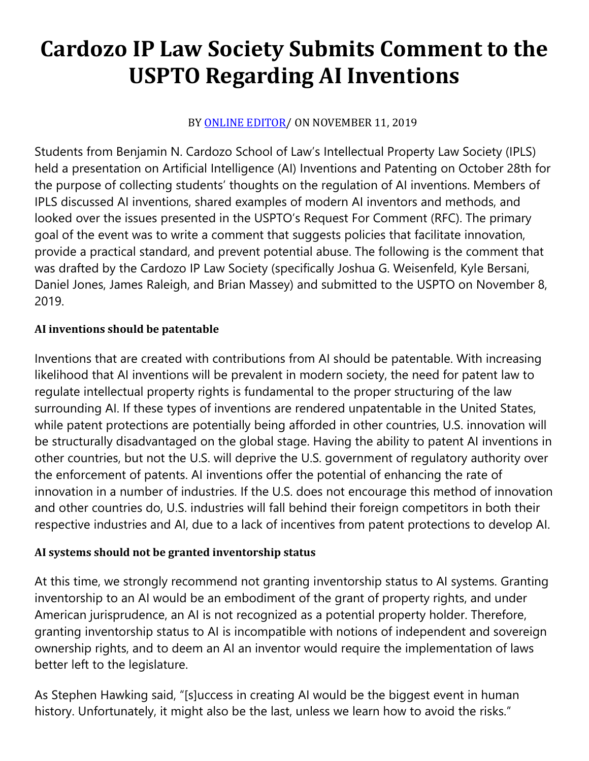# Cardozo IP Law Society Submits Comment to the USPTO Regarding AI Inventions

BY [ONLINE EDITOR]/ ON NOVEMBER 11, 2019

Students from Benjamin N. Cardozo School of Law's Intellectual Property Law Society (IPLS) held a presentation on Artificial Intelligence (AI) Inventions and Patenting on October 28th for the purpose of collecting students' thoughts on the regulation of AI inventions. Members of IPLS discussed AI inventions, shared examples of modern AI inventors and methods, and looked over the issues presented in the USPTO's Request For Comment (RFC). The primary goal of the event was to write a comment that suggests policies that facilitate innovation, provide a practical standard, and prevent potential abuse. The following is the comment that was drafted by the Cardozo IP Law Society (specifically Joshua G. Weisenfeld, Kyle Bersani, Daniel Jones, James Raleigh, and Brian Massey) and submitted to the USPTO on November 8, 2019.

**AI inventions should be patentable**

Inventions that are created with contributions from AI should be patentable. With increasing likelihood that AI inventions will be prevalent in modern society, the need for patent law to regulate intellectual property rights is fundamental to the proper structuring of the law surrounding AI. If these types of inventions are rendered unpatentable in the United States, while patent protections are potentially being afforded in other countries, U.S. innovation will be structurally disadvantaged on the global stage. Having the ability to patent AI inventions in other countries, but not the U.S. will deprive the U.S. government of regulatory authority over the enforcement of patents. AI inventions offer the potential of enhancing the rate of innovation in a number of industries. If the U.S. does not encourage this method of innovation and other countries do, U.S. industries will fall behind their foreign competitors in both their respective industries and AI, due to a lack of incentives from patent protections to develop AI.

**AI systems should not be granted inventorship status**

At this time, we strongly recommend not granting inventorship status to AI systems. Granting inventorship to an AI would be an embodiment of the grant of property rights, and under American jurisprudence, an AI is not recognized as a potential property holder. Therefore, granting inventorship status to AI is incompatible with notions of independent and sovereign ownership rights, and to deem an AI an inventor would require the implementation of laws better left to the legislature.

As Stephen Hawking said, "[s]uccess in creating AI would be the biggest event in human history. Unfortunately, it might also be the last, unless we learn how to avoid the risks."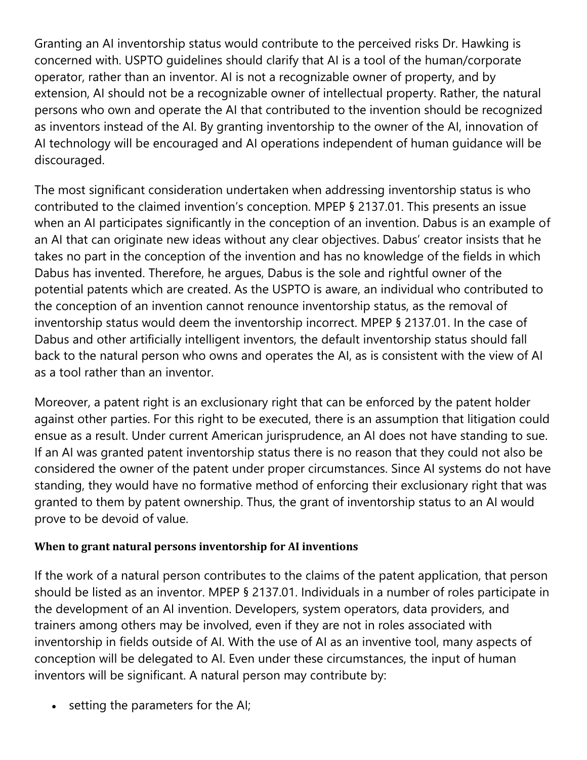Granting an AI inventorship status would contribute to the perceived risks Dr. Hawking is concerned with. USPTO guidelines should clarify that AI is a tool of the human/corporate operator, rather than an inventor. AI is not a recognizable owner of property, and by extension, AI should not be a recognizable owner of intellectual property. Rather, the natural persons who own and operate the AI that contributed to the invention should be recognized as inventors instead of the AI. By granting inventorship to the owner of the AI, innovation of AI technology will be encouraged and AI operations independent of human guidance will be discouraged.

The most significant consideration undertaken when addressing inventorship status is who contributed to the claimed invention's conception. MPEP § 2137.01. This presents an issue when an AI participates significantly in the conception of an invention. Dabus is an example of an AI that can originate new ideas without any clear objectives. Dabus' creator insists that he takes no part in the conception of the invention and has no knowledge of the fields in which Dabus has invented. Therefore, he argues, Dabus is the sole and rightful owner of the potential patents which are created. As the USPTO is aware, an individual who contributed to the conception of an invention cannot renounce inventorship status, as the removal of inventorship status would deem the inventorship incorrect. MPEP § 2137.01. In the case of Dabus and other artificially intelligent inventors, the default inventorship status should fall back to the natural person who owns and operates the AI, as is consistent with the view of AI as a tool rather than an inventor.

Moreover, a patent right is an exclusionary right that can be enforced by the patent holder against other parties. For this right to be executed, there is an assumption that litigation could ensue as a result. Under current American jurisprudence, an AI does not have standing to sue. If an AI was granted patent inventorship status there is no reason that they could not also be considered the owner of the patent under proper circumstances. Since AI systems do not have standing, they would have no formative method of enforcing their exclusionary right that was granted to them by patent ownership. Thus, the grant of inventorship status to an AI would prove to be devoid of value.

**When to grant natural persons inventorship for AI inventions**

If the work of a natural person contributes to the claims of the patent application, that person should be listed as an inventor. MPEP § 2137.01. Individuals in a number of roles participate in the development of an AI invention. Developers, system operators, data providers, and trainers among others may be involved, even if they are not in roles associated with inventorship in fields outside of AI. With the use of AI as an inventive tool, many aspects of conception will be delegated to AI. Even under these circumstances, the input of human inventors will be significant. A natural person may contribute by:

- setting the parameters for the AI;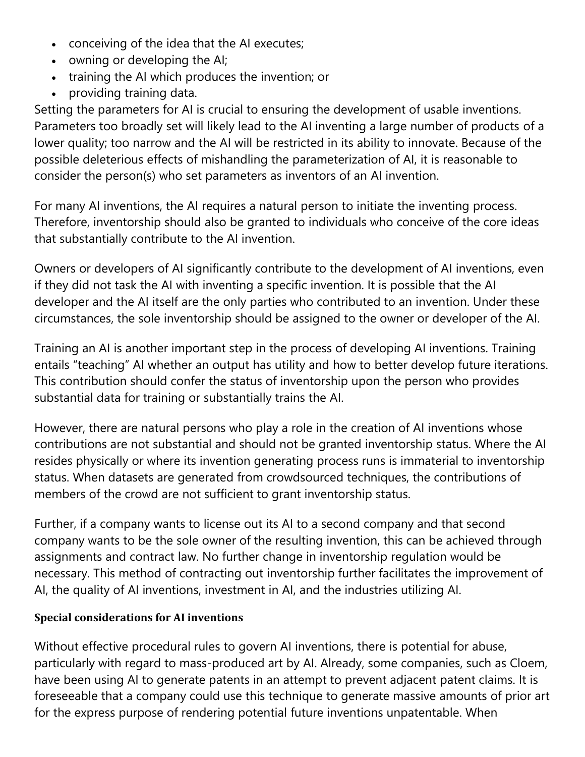- conceiving of the idea that the AI executes;
- owning or developing the AI;
- training the AI which produces the invention; or
- providing training data.

Setting the parameters for AI is crucial to ensuring the development of usable inventions. Parameters too broadly set will likely lead to the AI inventing a large number of products of a lower quality; too narrow and the AI will be restricted in its ability to innovate. Because of the possible deleterious effects of mishandling the parameterization of AI, it is reasonable to consider the person(s) who set parameters as inventors of an AI invention.

For many AI inventions, the AI requires a natural person to initiate the inventing process. Therefore, inventorship should also be granted to individuals who conceive of the core ideas that substantially contribute to the AI invention.

Owners or developers of AI significantly contribute to the development of AI inventions, even if they did not task the AI with inventing a specific invention. It is possible that the AI developer and the AI itself are the only parties who contributed to an invention. Under these circumstances, the sole inventorship should be assigned to the owner or developer of the AI.

Training an AI is another important step in the process of developing AI inventions. Training entails "teaching" AI whether an output has utility and how to better develop future iterations. This contribution should confer the status of inventorship upon the person who provides substantial data for training or substantially trains the AI.

However, there are natural persons who play a role in the creation of AI inventions whose contributions are not substantial and should not be granted inventorship status. Where the AI resides physically or where its invention generating process runs is immaterial to inventorship status. When datasets are generated from crowdsourced techniques, the contributions of members of the crowd are not sufficient to grant inventorship status.

Further, if a company wants to license out its AI to a second company and that second company wants to be the sole owner of the resulting invention, this can be achieved through assignments and contract law. No further change in inventorship regulation would be necessary. This method of contracting out inventorship further facilitates the improvement of AI, the quality of AI inventions, investment in AI, and the industries utilizing AI.

**Special considerations for AI inventions**

Without effective procedural rules to govern AI inventions, there is potential for abuse, particularly with regard to mass-produced art by AI. Already, some companies, such as Cloem, have been using AI to generate patents in an attempt to prevent adjacent patent claims. It is foreseeable that a company could use this technique to generate massive amounts of prior art for the express purpose of rendering potential future inventions unpatentable. When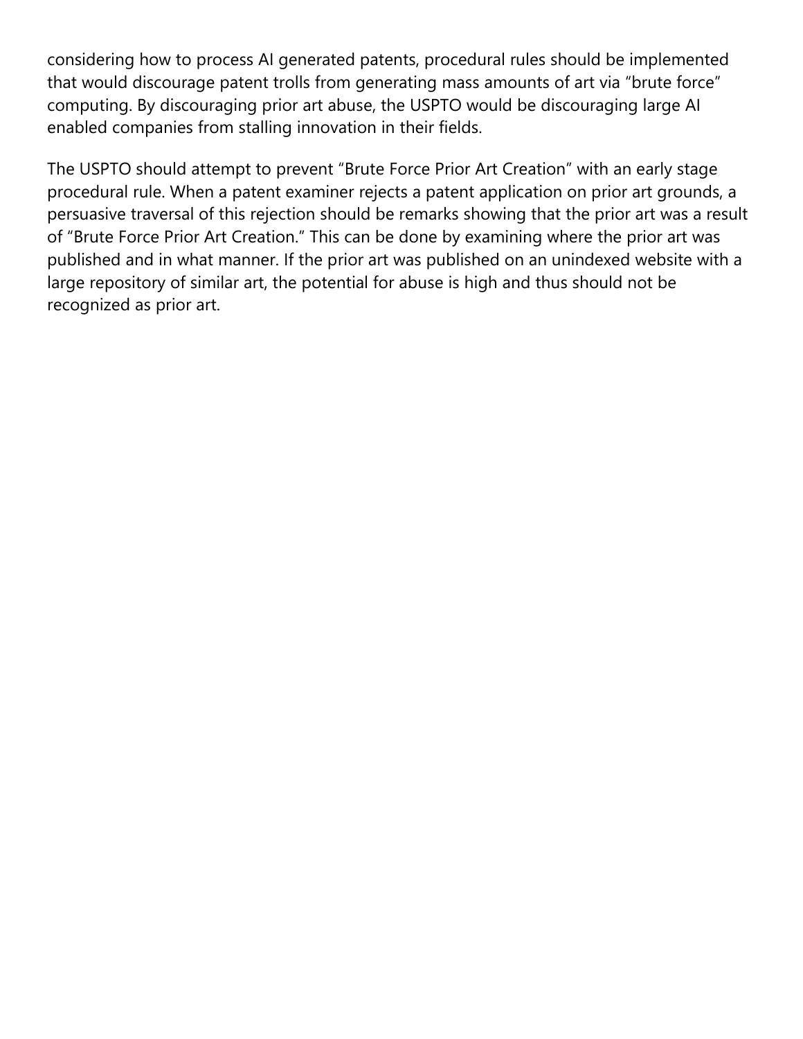considering how to process AI generated patents, procedural rules should be implemented that would discourage patent trolls from generating mass amounts of art via “brute force” computing. By discouraging prior art abuse, the USPTO would be discouraging large AI enabled companies from stalling innovation in their fields.

The USPTO should attempt to prevent “Brute Force Prior Art Creation” with an early stage procedural rule. When a patent examiner rejects a patent application on prior art grounds, a persuasive traversal of this rejection should be remarks showing that the prior art was a result of “Brute Force Prior Art Creation.” This can be done by examining where the prior art was published and in what manner. If the prior art was published on an unindexed website with a large repository of similar art, the potential for abuse is high and thus should not be recognized as prior art.